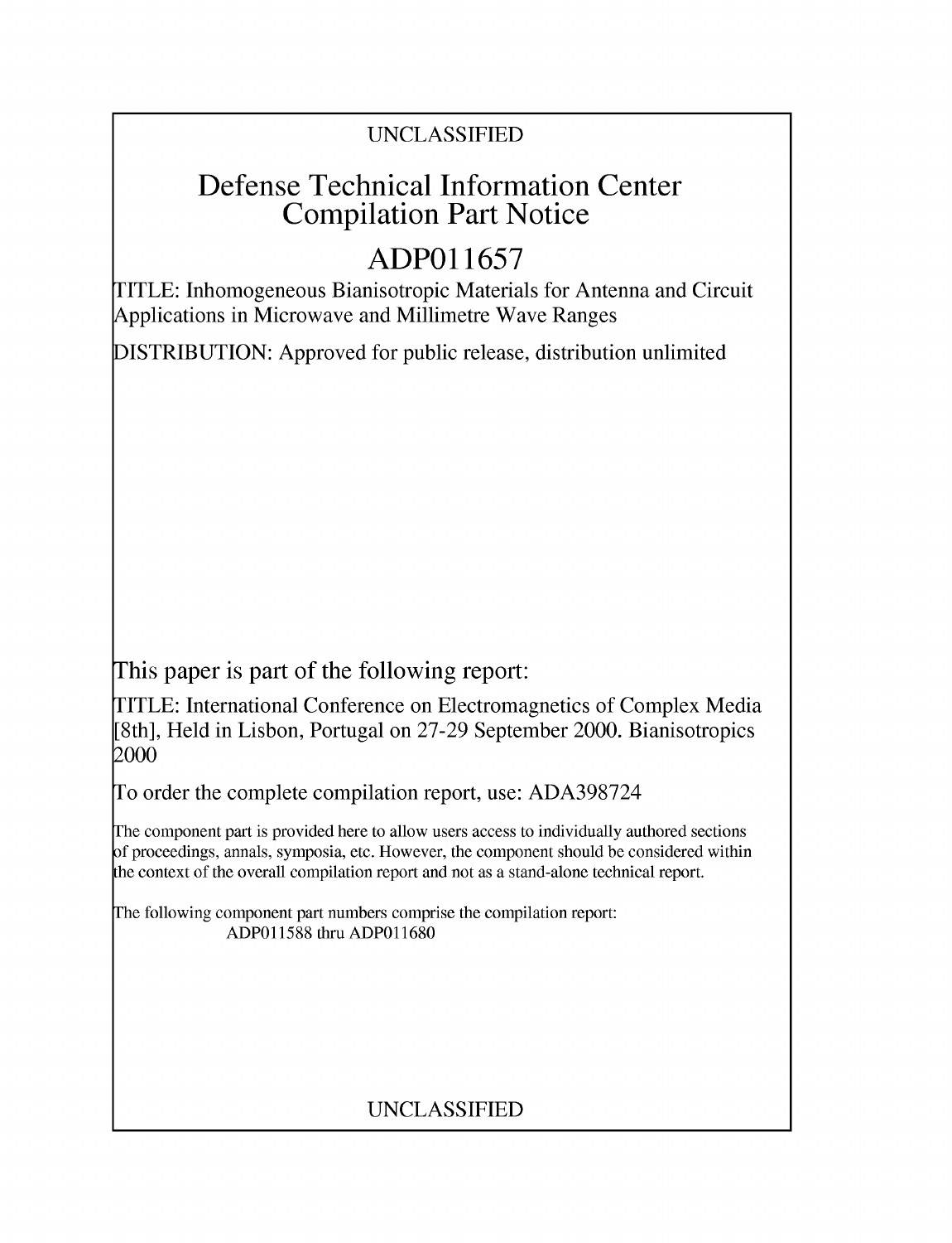UNCLASSIFIED

# Defense Technical Information Center Compilation Part Notice

## ADP011657

TITLE: Inhomogeneous Bianisotropic Materials for Antenna and Circuit Applications in Microwave and Millimetre Wave Ranges

DISTRIBUTION: Approved for public release, distribution unlimited

This paper is part of the following report:

TITLE: International Conference on Electromagnetics of Complex Media [8th], Held in Lisbon, Portugal on 27-29 September 2000. Bianisotropics 2000

To order the complete compilation report, use: ADA398724

The component part is provided here to allow users access to individually authored sections of proceedings, annals, symposia, etc. However, the component should be considered within the context of the overall compilation report and not as a stand-alone technical report.

The following component part numbers comprise the compilation report:
ADP011588 thru ADP011680

UNCLASSIFIED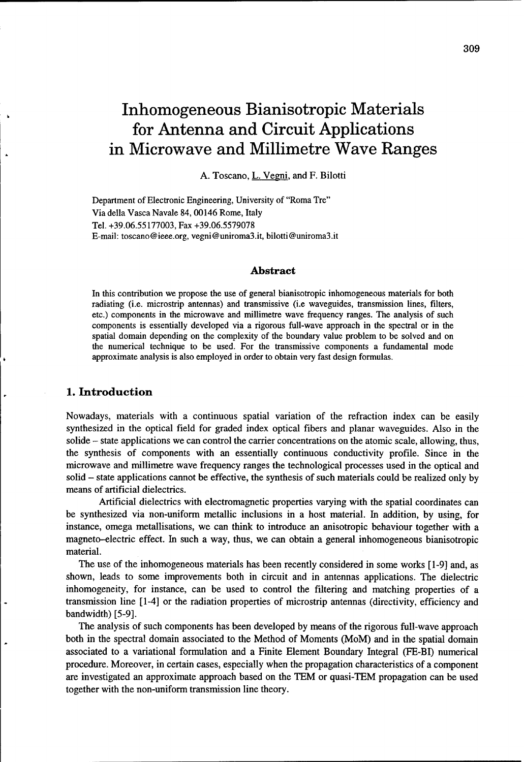# Inhomogeneous Bianisotropic Materials for Antenna and Circuit Applications in Microwave and Millimetre Wave Ranges

A. Toscano, L. Vegni, and F. Bilotti

Department of Electronic Engineering, University of "Roma Tre"
Via della Vasca Navale 84, 00146 Rome, Italy
Tel. +39.06.55177003, Fax +39.06.5579078
E-mail: toscano@ieee.org, vegni@uniroma3.it, bilotti@uniroma3.it

## Abstract

In this contribution we propose the use of general bianisotropic inhomogeneous materials for both radiating (i.e. microstrip antennas) and transmissive (i.e waveguides, transmission lines, filters, etc.) components in the microwave and millimetre wave frequency ranges. The analysis of such components is essentially developed via a rigorous full-wave approach in the spectral or in the spatial domain depending on the complexity of the boundary value problem to be solved and on the numerical technique to be used. For the transmissive components a fundamental mode approximate analysis is also employed in order to obtain very fast design formulas.

## 1. Introduction

Nowadays, materials with a continuous spatial variation of the refraction index can be easily synthesized in the optical field for graded index optical fibers and planar waveguides. Also in the solide – state applications we can control the carrier concentrations on the atomic scale, allowing, thus, the synthesis of components with an essentially continuous conductivity profile. Since in the microwave and millimetre wave frequency ranges the technological processes used in the optical and solid – state applications cannot be effective, the synthesis of such materials could be realized only by means of artificial dielectrics.

Artificial dielectrics with electromagnetic properties varying with the spatial coordinates can be synthesized via non-uniform metallic inclusions in a host material. In addition, by using, for instance, omega metallisations, we can think to introduce an anisotropic behaviour together with a magneto–electric effect. In such a way, thus, we can obtain a general inhomogeneous bianisotropic material.

The use of the inhomogeneous materials has been recently considered in some works [1-9] and, as shown, leads to some improvements both in circuit and in antennas applications. The dielectric inhomogeneity, for instance, can be used to control the filtering and matching properties of a transmission line [1-4] or the radiation properties of microstrip antennas (directivity, efficiency and bandwidth) [5-9].

The analysis of such components has been developed by means of the rigorous full-wave approach both in the spectral domain associated to the Method of Moments (MoM) and in the spatial domain associated to a variational formulation and a Finite Element Boundary Integral (FE-BI) numerical procedure. Moreover, in certain cases, especially when the propagation characteristics of a component are investigated an approximate approach based on the TEM or quasi-TEM propagation can be used together with the non-uniform transmission line theory.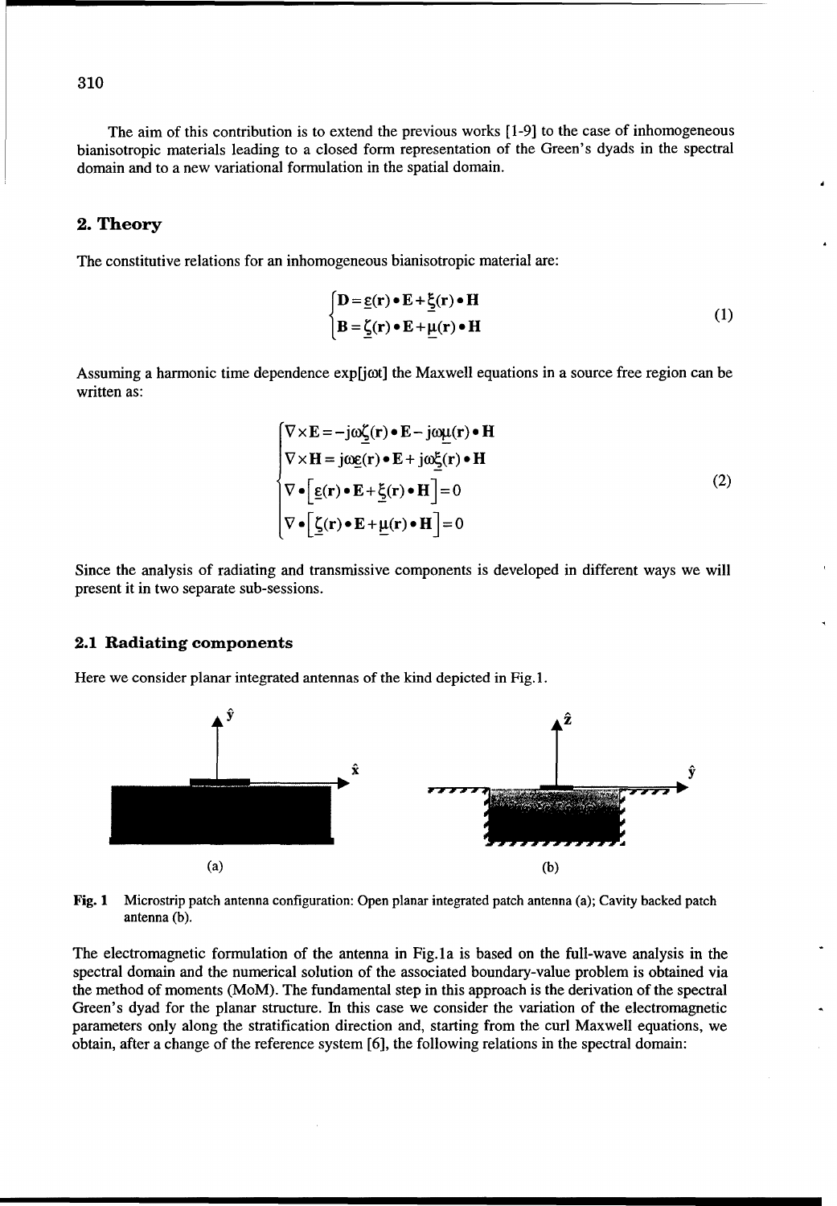The aim of this contribution is to extend the previous works [1-9] to the case of inhomogeneous bianisotropic materials leading to a closed form representation of the Green's dyads in the spectral domain and to a new variational formulation in the spatial domain.

## 2. Theory

The constitutive relations for an inhomogeneous bianisotropic material are:

$$\begin{cases} \mathbf{D} = \underline{\varepsilon}(\mathbf{r}) \bullet \mathbf{E} + \underline{\xi}(\mathbf{r}) \bullet \mathbf{H} \\ \mathbf{B} = \underline{\zeta}(\mathbf{r}) \bullet \mathbf{E} + \underline{\mu}(\mathbf{r}) \bullet \mathbf{H} \end{cases} \tag{1}$$

Assuming a harmonic time dependence exp[jωt] the Maxwell equations in a source free region can be written as:

$$\begin{cases} \nabla \times \mathbf{E} = -j\omega\underline{\zeta}(\mathbf{r}) \bullet \mathbf{E} - j\omega\underline{\mu}(\mathbf{r}) \bullet \mathbf{H} \\ \nabla \times \mathbf{H} = j\omega\underline{\varepsilon}(\mathbf{r}) \bullet \mathbf{E} + j\omega\underline{\xi}(\mathbf{r}) \bullet \mathbf{H} \\ \nabla \bullet \left[\underline{\varepsilon}(\mathbf{r}) \bullet \mathbf{E} + \underline{\xi}(\mathbf{r}) \bullet \mathbf{H}\right] = 0 \\ \nabla \bullet \left[\underline{\zeta}(\mathbf{r}) \bullet \mathbf{E} + \underline{\mu}(\mathbf{r}) \bullet \mathbf{H}\right] = 0 \end{cases} \tag{2}$$

Since the analysis of radiating and transmissive components is developed in different ways we will present it in two separate sub-sessions.

### 2.1 Radiating components

Here we consider planar integrated antennas of the kind depicted in Fig.1.

**Fig. 1** Microstrip patch antenna configuration: Open planar integrated patch antenna (a); Cavity backed patch antenna (b).

The electromagnetic formulation of the antenna in Fig.1a is based on the full-wave analysis in the spectral domain and the numerical solution of the associated boundary-value problem is obtained via the method of moments (MoM). The fundamental step in this approach is the derivation of the spectral Green's dyad for the planar structure. In this case we consider the variation of the electromagnetic parameters only along the stratification direction and, starting from the curl Maxwell equations, we obtain, after a change of the reference system [6], the following relations in the spectral domain: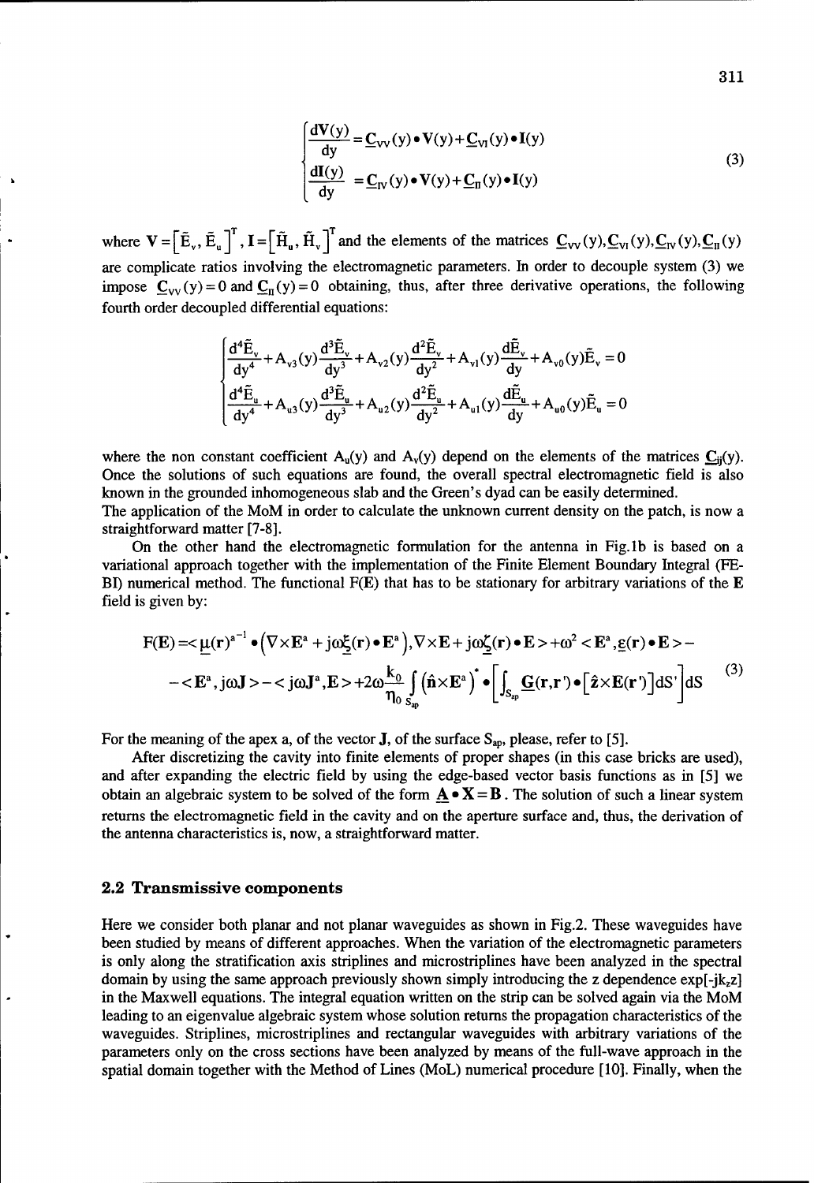$$\begin{cases} \dfrac{d\mathbf{V}(y)}{dy} = \underline{\mathbf{C}}_{VV}(y) \bullet \mathbf{V}(y) + \underline{\mathbf{C}}_{VI}(y) \bullet \mathbf{I}(y) \\ \dfrac{d\mathbf{I}(y)}{dy} = \underline{\mathbf{C}}_{IV}(y) \bullet \mathbf{V}(y) + \underline{\mathbf{C}}_{II}(y) \bullet \mathbf{I}(y) \end{cases} \tag{3}$$

where $\mathbf{V} = \left[\tilde{E}_v, \tilde{E}_u\right]^T$, $\mathbf{I} = \left[\tilde{H}_u, \tilde{H}_v\right]^T$ and the elements of the matrices $\underline{\mathbf{C}}_{VV}(y), \underline{\mathbf{C}}_{VI}(y), \underline{\mathbf{C}}_{IV}(y), \underline{\mathbf{C}}_{II}(y)$ are complicate ratios involving the electromagnetic parameters. In order to decouple system (3) we impose $\underline{\mathbf{C}}_{VV}(y) = 0$ and $\underline{\mathbf{C}}_{II}(y) = 0$ obtaining, thus, after three derivative operations, the following fourth order decoupled differential equations:

$$\begin{cases} \dfrac{d^4\tilde{E}_v}{dy^4} + A_{v3}(y)\dfrac{d^3\tilde{E}_v}{dy^3} + A_{v2}(y)\dfrac{d^2\tilde{E}_v}{dy^2} + A_{v1}(y)\dfrac{d\tilde{E}_v}{dy} + A_{v0}(y)\tilde{E}_v = 0 \\ \dfrac{d^4\tilde{E}_u}{dy^4} + A_{u3}(y)\dfrac{d^3\tilde{E}_u}{dy^3} + A_{u2}(y)\dfrac{d^2\tilde{E}_u}{dy^2} + A_{u1}(y)\dfrac{d\tilde{E}_u}{dy} + A_{u0}(y)\tilde{E}_u = 0 \end{cases}$$

where the non constant coefficient $A_u(y)$ and $A_v(y)$ depend on the elements of the matrices $\underline{\mathbf{C}}_{ij}(y)$. Once the solutions of such equations are found, the overall spectral electromagnetic field is also known in the grounded inhomogeneous slab and the Green's dyad can be easily determined.
The application of the MoM in order to calculate the unknown current density on the patch, is now a straightforward matter [7-8].

On the other hand the electromagnetic formulation for the antenna in Fig.1b is based on a variational approach together with the implementation of the Finite Element Boundary Integral (FE-BI) numerical method. The functional F(**E**) that has to be stationary for arbitrary variations of the **E** field is given by:

$$\begin{aligned} F(\mathbf{E}) = &< \underline{\mu}(\mathbf{r})^{a^{-1}} \bullet \left(\nabla \times \mathbf{E}^a + j\omega\underline{\xi}(\mathbf{r}) \bullet \mathbf{E}^a\right), \nabla \times \mathbf{E} + j\omega\underline{\zeta}(\mathbf{r}) \bullet \mathbf{E} > + \omega^2 < \mathbf{E}^a, \underline{\varepsilon}(\mathbf{r}) \bullet \mathbf{E} > - \\ &- < \mathbf{E}^a, j\omega\mathbf{J} > - < j\omega\mathbf{J}^a, \mathbf{E} > + 2\omega\frac{k_0}{\eta_0}\int_{S_{ap}} \left(\hat{\mathbf{n}} \times \mathbf{E}^a\right)^* \bullet \left[\int_{S_{ap}} \underline{\mathbf{G}}(\mathbf{r}, \mathbf{r}') \bullet \left[\hat{\mathbf{z}} \times \mathbf{E}(\mathbf{r}')\right] dS'\right] dS \end{aligned} \tag{3}$$

For the meaning of the apex a, of the vector **J**, of the surface $S_{ap}$, please, refer to [5].

After discretizing the cavity into finite elements of proper shapes (in this case bricks are used), and after expanding the electric field by using the edge-based vector basis functions as in [5] we obtain an algebraic system to be solved of the form $\underline{\mathbf{A}} \bullet \mathbf{X} = \mathbf{B}$. The solution of such a linear system returns the electromagnetic field in the cavity and on the aperture surface and, thus, the derivation of the antenna characteristics is, now, a straightforward matter.

### 2.2 Transmissive components

Here we consider both planar and not planar waveguides as shown in Fig.2. These waveguides have been studied by means of different approaches. When the variation of the electromagnetic parameters is only along the stratification axis striplines and microstriplines have been analyzed in the spectral domain by using the same approach previously shown simply introducing the z dependence $\exp[-jk_z z]$ in the Maxwell equations. The integral equation written on the strip can be solved again via the MoM leading to an eigenvalue algebraic system whose solution returns the propagation characteristics of the waveguides. Striplines, microstriplines and rectangular waveguides with arbitrary variations of the parameters only on the cross sections have been analyzed by means of the full-wave approach in the spatial domain together with the Method of Lines (MoL) numerical procedure [10]. Finally, when the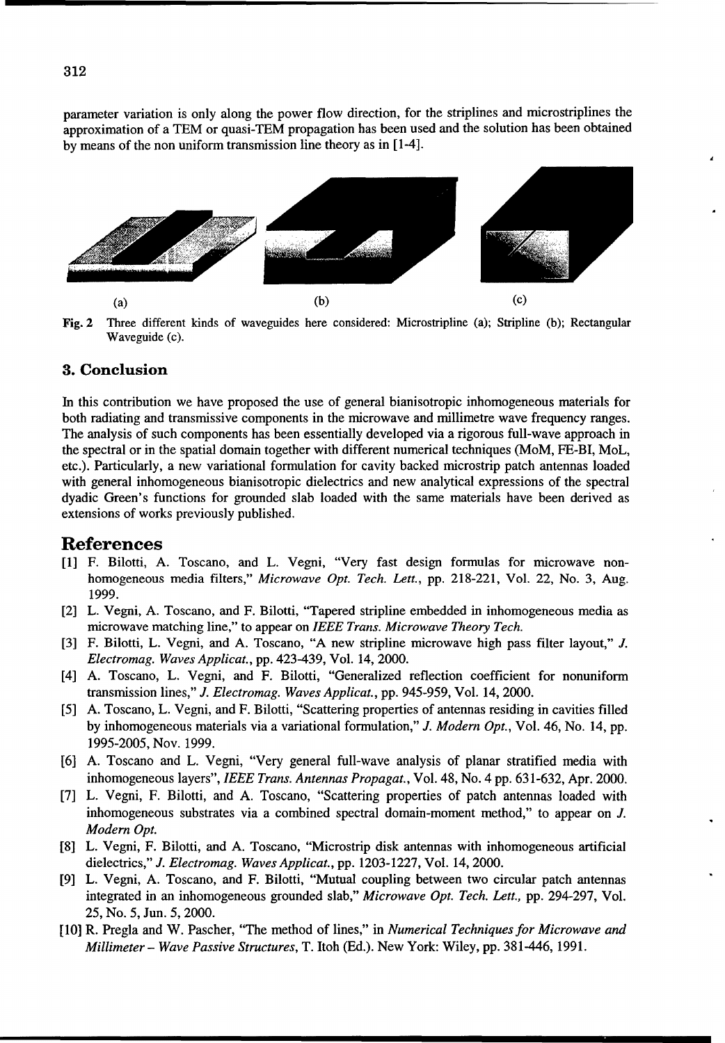parameter variation is only along the power flow direction, for the striplines and microstriplines the approximation of a TEM or quasi-TEM propagation has been used and the solution has been obtained by means of the non uniform transmission line theory as in [1-4].

(a) (b) (c)

**Fig. 2** Three different kinds of waveguides here considered: Microstripline (a); Stripline (b); Rectangular Waveguide (c).

## 3. Conclusion

In this contribution we have proposed the use of general bianisotropic inhomogeneous materials for both radiating and transmissive components in the microwave and millimetre wave frequency ranges. The analysis of such components has been essentially developed via a rigorous full-wave approach in the spectral or in the spatial domain together with different numerical techniques (MoM, FE-BI, MoL, etc.). Particularly, a new variational formulation for cavity backed microstrip patch antennas loaded with general inhomogeneous bianisotropic dielectrics and new analytical expressions of the spectral dyadic Green's functions for grounded slab loaded with the same materials have been derived as extensions of works previously published.

## References

[1] F. Bilotti, A. Toscano, and L. Vegni, "Very fast design formulas for microwave non-homogeneous media filters," *Microwave Opt. Tech. Lett.*, pp. 218-221, Vol. 22, No. 3, Aug. 1999.

[2] L. Vegni, A. Toscano, and F. Bilotti, "Tapered stripline embedded in inhomogeneous media as microwave matching line," to appear on *IEEE Trans. Microwave Theory Tech.*

[3] F. Bilotti, L. Vegni, and A. Toscano, "A new stripline microwave high pass filter layout," *J. Electromag. Waves Applicat.*, pp. 423-439, Vol. 14, 2000.

[4] A. Toscano, L. Vegni, and F. Bilotti, "Generalized reflection coefficient for nonuniform transmission lines," *J. Electromag. Waves Applicat.*, pp. 945-959, Vol. 14, 2000.

[5] A. Toscano, L. Vegni, and F. Bilotti, "Scattering properties of antennas residing in cavities filled by inhomogeneous materials via a variational formulation," *J. Modern Opt.*, Vol. 46, No. 14, pp. 1995-2005, Nov. 1999.

[6] A. Toscano and L. Vegni, "Very general full-wave analysis of planar stratified media with inhomogeneous layers", *IEEE Trans. Antennas Propagat.*, Vol. 48, No. 4 pp. 631-632, Apr. 2000.

[7] L. Vegni, F. Bilotti, and A. Toscano, "Scattering properties of patch antennas loaded with inhomogeneous substrates via a combined spectral domain-moment method," to appear on *J. Modern Opt.*

[8] L. Vegni, F. Bilotti, and A. Toscano, "Microstrip disk antennas with inhomogeneous artificial dielectrics," *J. Electromag. Waves Applicat.*, pp. 1203-1227, Vol. 14, 2000.

[9] L. Vegni, A. Toscano, and F. Bilotti, "Mutual coupling between two circular patch antennas integrated in an inhomogeneous grounded slab," *Microwave Opt. Tech. Lett.*, pp. 294-297, Vol. 25, No. 5, Jun. 5, 2000.

[10] R. Pregla and W. Pascher, "The method of lines," in *Numerical Techniques for Microwave and Millimeter – Wave Passive Structures*, T. Itoh (Ed.). New York: Wiley, pp. 381-446, 1991.